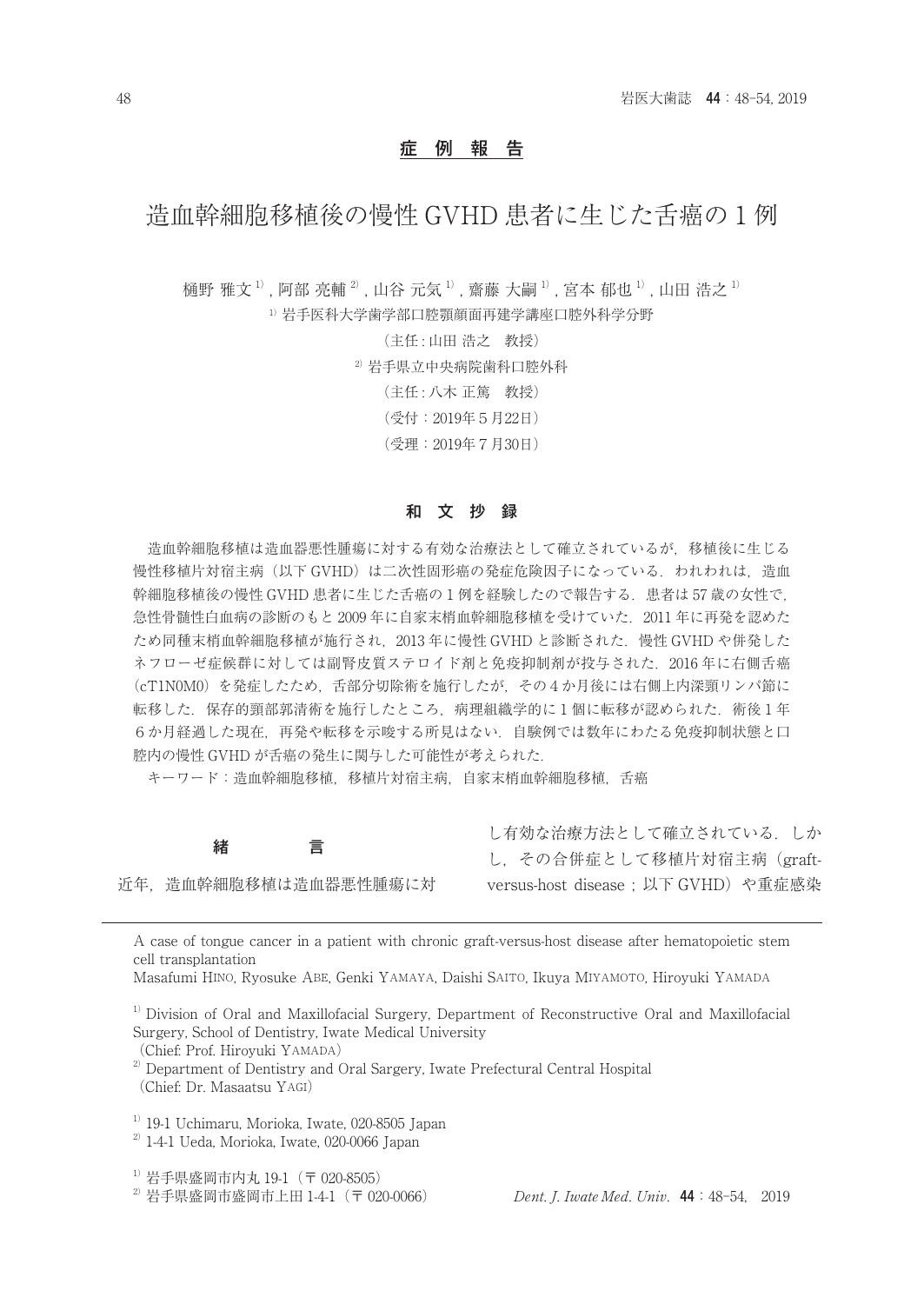## 症　例　報　告

# 造血幹細胞移植後の慢性 GVHD 患者に生じた舌癌の 1 例

樋野 雅文[1]，阿部 亮輔[2]，山谷 元気[1]，齋藤 大嗣[1]，宮本 郁也[1]，山田 浩之[1]

[1] 岩手医科大学歯学部口腔顎顔面再建学講座口腔外科学分野

（主任：山田 浩之　教授）

[2] 岩手県立中央病院歯科口腔外科

（主任：八木 正篤　教授）

（受付：2019年 5 月22日）

（受理：2019年 7 月30日）

### 和　文　抄　録

造血幹細胞移植は造血器悪性腫瘍に対する有効な治療法として確立されているが，移植後に生じる慢性移植片対宿主病（以下 GVHD）は二次性固形癌の発症危険因子になっている．われわれは，造血幹細胞移植後の慢性 GVHD 患者に生じた舌癌の 1 例を経験したので報告する．患者は 57 歳の女性で，急性骨髄性白血病の診断のもと 2009 年に自家末梢血幹細胞移植を受けていた．2011 年に再発を認めたため同種末梢血幹細胞移植が施行され，2013 年に慢性 GVHD と診断された．慢性 GVHD や併発したネフローゼ症候群に対しては副腎皮質ステロイド剤と免疫抑制剤が投与された．2016 年に右側舌癌（cT1N0M0）を発症したため，舌部分切除術を施行したが，その 4 か月後には右側上内深頸リンパ節に転移した．保存的頸部郭清術を施行したところ，病理組織学的に 1 個に転移が認められた．術後 1 年 6 か月経過した現在，再発や転移を示唆する所見はない．自験例では数年にわたる免疫抑制状態と口腔内の慢性 GVHD が舌癌の発生に関与した可能性が考えられた．

キーワード：造血幹細胞移植，移植片対宿主病，自家末梢血幹細胞移植，舌癌

### 緒　　言

近年，造血幹細胞移植は造血器悪性腫瘍に対し有効な治療方法として確立されている．しかし，その合併症として移植片対宿主病（graft-versus-host disease；以下 GVHD）や重症感染

---

A case of tongue cancer in a patient with chronic graft-versus-host disease after hematopoietic stem cell transplantation

Masafumi HINO, Ryosuke ABE, Genki YAMAYA, Daishi SAITO, Ikuya MIYAMOTO, Hiroyuki YAMADA

[1] Division of Oral and Maxillofacial Surgery, Department of Reconstructive Oral and Maxillofacial Surgery, School of Dentistry, Iwate Medical University
(Chief: Prof. Hiroyuki YAMADA)

[2] Department of Dentistry and Oral Sargery, Iwate Prefectural Central Hospital
(Chief: Dr. Masaatsu YAGI)

[1] 19-1 Uchimaru, Morioka, Iwate, 020-8505 Japan

[2] 1-4-1 Ueda, Morioka, Iwate, 020-0066 Japan

[1] 岩手県盛岡市内丸 19-1（〒 020-8505）

[2] 岩手県盛岡市盛岡市上田 1-4-1（〒 020-0066）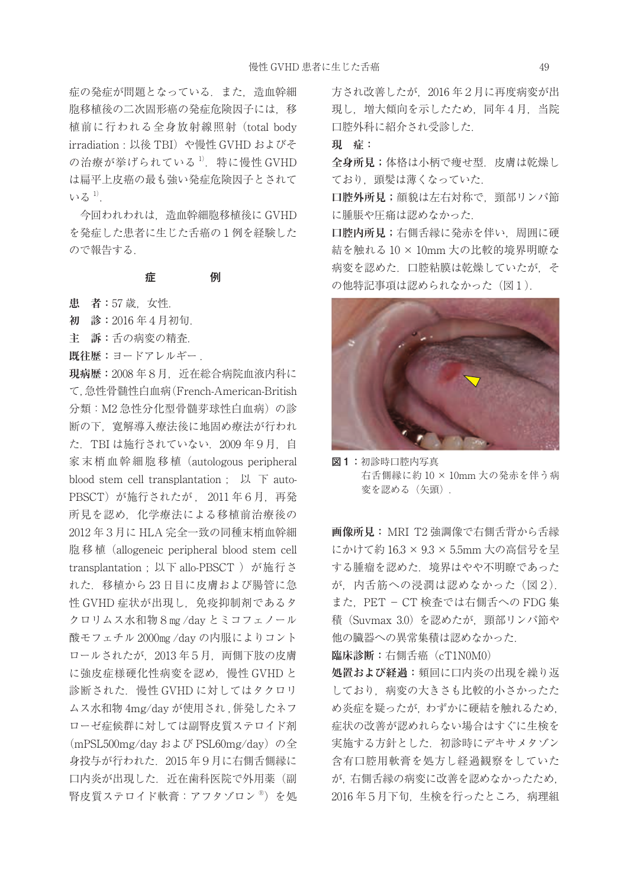症の発症が問題となっている．また，造血幹細胞移植後の二次固形癌の発症危険因子には，移植前に行われる全身放射線照射（total body irradiation：以後 TBI）や慢性 GVHD およびその治療が挙げられている[1]．特に慢性 GVHD は扁平上皮癌の最も強い発症危険因子とされている[1]．

今回われわれは，造血幹細胞移植後に GVHD を発症した患者に生じた舌癌の 1 例を経験したので報告する．

## 症　　　例

**患　者：**57 歳，女性.

**初　診：**2016 年 4 月初旬.

**主　訴：**舌の病変の精査.

**既往歴：**ヨードアレルギー．

**現病歴：**2008 年 8 月，近在総合病院血液内科にて，急性骨髄性白血病（French-American-British 分類：M2 急性分化型骨髄芽球性白血病）の診断の下，寛解導入療法後に地固め療法が行われた．TBI は施行されていない．2009 年 9 月，自家末梢血幹細胞移植（autologous peripheral blood stem cell transplantation； 以 下 auto-PBSCT）が施行されたが，2011 年 6 月，再発所見を認め，化学療法による移植前治療後の 2012 年 3 月に HLA 完全一致の同種末梢血幹細胞移植（allogeneic peripheral blood stem cell transplantation；以下 allo-PBSCT ）が施行された．移植から 23 日目に皮膚および腸管に急性 GVHD 症状が出現し，免疫抑制剤であるタクロリムス水和物 8 mg /day とミコフェノール酸モフェチル 2000mg /day の内服によりコントロールされたが，2013 年 5 月，両側下肢の皮膚に強皮症様硬化性病変を認め，慢性 GVHD と診断された．慢性 GVHD に対してはタクロリムス水和物 4mg/day が使用され，併発したネフローゼ症候群に対しては副腎皮質ステロイド剤（mPSL500mg/day および PSL60mg/day）の全身投与が行われた．2015 年 9 月に右側舌側縁に口内炎が出現した．近在歯科医院で外用薬（副腎皮質ステロイド軟膏：アフタゾロン®）を処方され改善したが，2016 年 2 月に再度病変が出現し，増大傾向を示したため，同年 4 月，当院口腔外科に紹介され受診した．

**現　症：**

**全身所見；**体格は小柄で痩せ型．皮膚は乾燥しており，頭髪は薄くなっていた．

**口腔外所見；**顔貌は左右対称で，頸部リンパ節に腫脹や圧痛は認めなかった．

**口腔内所見；**右側舌縁に発赤を伴い，周囲に硬結を触れる 10 × 10mm 大の比較的境界明瞭な病変を認めた．口腔粘膜は乾燥していたが，その他特記事項は認められなかった（図 1）．

**図 1：**初診時口腔内写真
右舌側縁に約 10 × 10mm 大の発赤を伴う病変を認める（矢頭）．

**画像所見：**MRI T2 強調像で右側舌背から舌縁にかけて約 16.3 × 9.3 × 5.5mm 大の高信号を呈する腫瘤を認めた．境界はやや不明瞭であったが，内舌筋への浸潤は認めなかった（図 2）．また，PET － CT 検査では右側舌への FDG 集積（Suvmax 3.0）を認めたが，頸部リンパ節や他の臓器への異常集積は認めなかった．

**臨床診断：**右側舌癌（cT1N0M0）

**処置および経過：**頻回に口内炎の出現を繰り返しており，病変の大きさも比較的小さかったため炎症を疑ったが，わずかに硬結を触れるため，症状の改善が認めれらない場合はすぐに生検を実施する方針とした．初診時にデキサメタゾン含有口腔用軟膏を処方し経過観察をしていたが，右側舌縁の病変に改善を認めなかったため，2016 年 5 月下旬，生検を行ったところ，病理組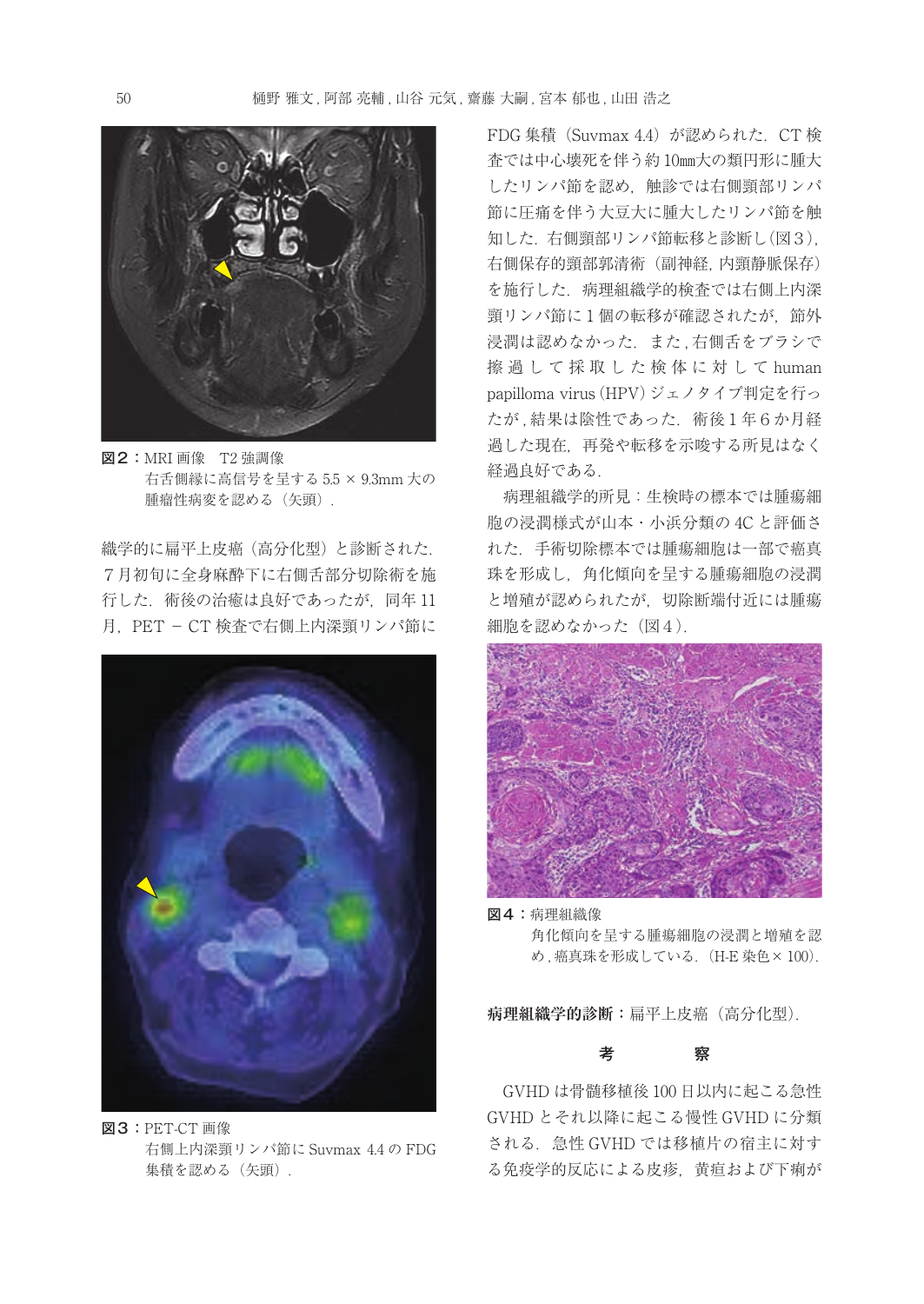図２：MRI 画像　T2 強調像
右舌側縁に高信号を呈する 5.5 × 9.3mm 大の腫瘤性病変を認める（矢頭）.

織学的に扁平上皮癌（高分化型）と診断された.７月初旬に全身麻酔下に右側舌部分切除術を施行した．術後の治癒は良好であったが，同年 11 月，PET − CT 検査で右側上内深頸リンパ節にFDG 集積（Suvmax 4.4）が認められた．CT 検査では中心壊死を伴う約 10㎜大の類円形に腫大したリンパ節を認め，触診では右側頸部リンパ節に圧痛を伴う大豆大に腫大したリンパ節を触知した．右側頸部リンパ節転移と診断し（図３），右側保存的頸部郭清術（副神経，内頸静脈保存）を施行した．病理組織学的検査では右側上内深頸リンパ節に１個の転移が確認されたが，節外浸潤は認めなかった．また，右側舌をブラシで擦過して採取した検体に対して human papilloma virus（HPV）ジェノタイプ判定を行ったが，結果は陰性であった．術後１年６か月経過した現在，再発や転移を示唆する所見はなく経過良好である．

図３：PET-CT 画像
右側上内深頸リンパ節に Suvmax 4.4 の FDG 集積を認める（矢頭）.

病理組織学的所見：生検時の標本では腫瘍細胞の浸潤様式が山本・小浜分類の 4C と評価された．手術切除標本では腫瘍細胞は一部で癌真珠を形成し，角化傾向を呈する腫瘍細胞の浸潤と増殖が認められたが，切除断端付近には腫瘍細胞を認めなかった（図４）．

図４：病理組織像
角化傾向を呈する腫瘍細胞の浸潤と増殖を認め，癌真珠を形成している．（H-E 染色 × 100）.

**病理組織学的診断：**扁平上皮癌（高分化型）.

## 考　　察

GVHD は骨髄移植後 100 日以内に起こる急性 GVHD とそれ以降に起こる慢性 GVHD に分類される．急性 GVHD では移植片の宿主に対する免疫学的反応による皮疹，黄疸および下痢が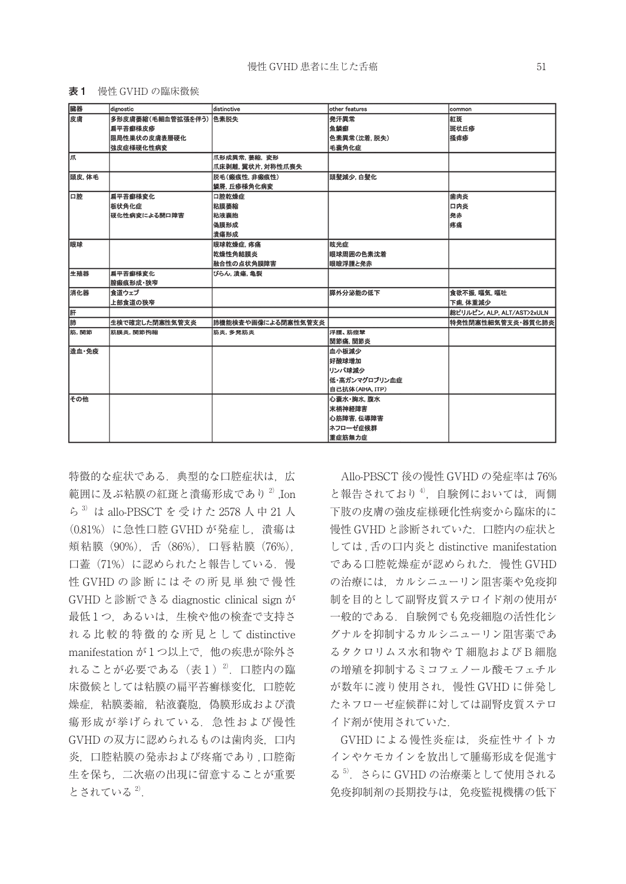**表1**　慢性 GVHD の臨床徴候

| 臓器 | dignostic | distinctive | other features | common |
|---|---|---|---|---|
| 皮膚 | 多形皮膚萎縮(毛細血管拡張を伴う)<br>扁平苔癬様皮疹<br>限局性巣状の皮膚表層硬化<br>強皮症様硬化性病変 | 色素脱失 | 発汗異常<br>魚鱗癬<br>色素異常(沈着, 脱失)<br>毛嚢角化症 | 紅斑<br>斑状丘疹<br>掻痒疹 |
| 爪 | | 爪形成異常, 萎縮, 変形<br>爪床剥離, 翼状片, 対称性爪喪失 | | |
| 頭皮, 体毛 | | 脱毛(瘢痕性, 非瘢痕性)<br>鱗屑, 丘疹様角化病変 | 頭髪減少, 白髪化 | |
| 口腔 | 扁平苔癬様変化<br>板状角化症<br>硬化性病変による開口障害 | 口腔乾燥症<br>粘膜萎縮<br>粘液嚢胞<br>偽膜形成<br>潰瘍形成 | | 歯肉炎<br>口内炎<br>発赤<br>疼痛 |
| 眼球 | | 眼球乾燥症, 疼痛<br>乾燥性角結膜炎<br>融合性の点状角膜障害 | 眩光症<br>眼球周囲の色素沈着<br>眼瞼浮腫と発赤 | |
| 生殖器 | 扁平苔癬様変化<br>膣瘢痕形成・狭窄 | びらん, 潰瘍, 亀裂 | | |
| 消化器 | 食道ウェブ<br>上部食道の狭窄 | | 膵外分泌能の低下 | 食欲不振, 嘔気, 嘔吐<br>下痢, 体重減少 |
| 肝 | | | | 総ビリルビン, ALP, ALT/AST>2xULN |
| 肺 | 生検で確定した閉塞性気管支炎 | 肺機能検査や画像による閉塞性気管支炎 | | 特発性閉塞性細気管支炎・器質化肺炎 |
| 筋, 関節 | 筋膜炎, 関節拘縮 | 筋炎, 多発筋炎 | 浮腫、筋痙攣<br>関節痛, 関節炎 | |
| 造血・免疫 | | | 血小板減少<br>好酸球増加<br>リンパ球減少<br>低・高ガンマグロブリン血症<br>自己抗体(AIHA, ITP) | |
| その他 | | | 心嚢水・胸水, 腹水<br>末梢神経障害<br>心筋障害, 伝導障害<br>ネフローゼ症候群<br>重症筋無力症 | |

特徴的な症状である．典型的な口腔症状は，広範囲に及ぶ粘膜の紅斑と潰瘍形成であり[2]，Ionら[3]はallo-PBSCTを受けた2578人中21人（0.81%）に急性口腔GVHDが発症し，潰瘍は頬粘膜（90%），舌（86%），口唇粘膜（76%），口蓋（71%）に認められたと報告している．慢性GVHDの診断にはその所見単独で慢性GVHDと診断できるdiagnostic clinical signが最低1つ，あるいは，生検や他の検査で支持される比較的特徴的な所見としてdistinctive manifestationが1つ以上で，他の疾患が除外されることが必要である（表1）[2]．口腔内の臨床徴候としては粘膜の扁平苔癬様変化，口腔乾燥症，粘膜萎縮，粘液嚢胞，偽膜形成および潰瘍形成が挙げられている．急性および慢性GVHDの双方に認められるものは歯肉炎，口内炎，口腔粘膜の発赤および疼痛であり，口腔衛生を保ち，二次癌の出現に留意することが重要とされている[2]．

Allo-PBSCT後の慢性GVHDの発症率は76%と報告されており[4]，自験例においては，両側下肢の皮膚の強皮症様硬化性病変から臨床的に慢性GVHDと診断されていた．口腔内の症状としては，舌の口内炎とdistinctive manifestationである口腔乾燥症が認められた．慢性GVHDの治療には，カルシニューリン阻害薬や免疫抑制を目的として副腎皮質ステロイド剤の使用が一般的である．自験例でも免疫細胞の活性化シグナルを抑制するカルシニューリン阻害薬であるタクロリムス水和物やT細胞およびB細胞の増殖を抑制するミコフェノール酸モフェチルが数年に渡り使用され，慢性GVHDに併発したネフローゼ症候群に対しては副腎皮質ステロイド剤が使用されていた．

GVHDによる慢性炎症は，炎症性サイトカインやケモカインを放出して腫瘍形成を促進する[5]．さらにGVHDの治療薬として使用される免疫抑制剤の長期投与は，免疫監視機構の低下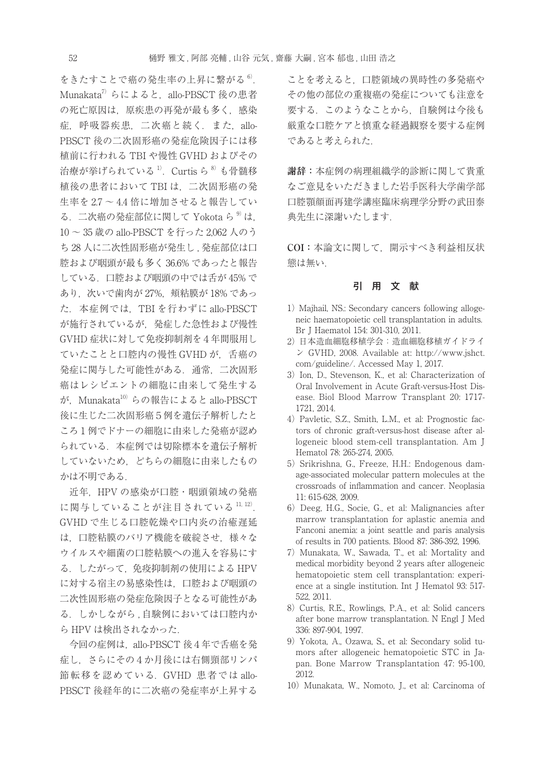をきたすことで癌の発生率の上昇に繋がる[6]．Munakata[7]らによると，allo-PBSCT 後の患者の死亡原因は，原疾患の再発が最も多く，感染症，呼吸器疾患，二次癌と続く．また，allo-PBSCT 後の二次固形癌の発症危険因子には移植前に行われる TBI や慢性 GVHD およびその治療が挙げられている[1]．Curtis ら[8]も骨髄移植後の患者において TBI は，二次固形癌の発生率を 2.7 ～ 4.4 倍に増加させると報告している．二次癌の発症部位に関して Yokota ら[9]は，10 ～ 35 歳の allo-PBSCT を行った 2,062 人のうち 28 人に二次性固形癌が発生し，発症部位は口腔および咽頭が最も多く 36.6% であったと報告している．口腔および咽頭の中では舌が 45% であり，次いで歯肉が 27%，頬粘膜が 18% であった．本症例では，TBI を行わずに allo-PBSCT が施行されているが，発症した急性および慢性 GVHD 症状に対して免疫抑制剤を 4 年間服用していたことと口腔内の慢性 GVHD が，舌癌の発症に関与した可能性がある．通常，二次固形癌はレシピエントの細胞に由来して発生するが，Munakata[10]らの報告によると allo-PBSCT 後に生じた二次固形癌 5 例を遺伝子解析したところ 1 例でドナーの細胞に由来した発癌が認められている．本症例では切除標本を遺伝子解析していないため，どちらの細胞に由来したものかは不明である．

近年，HPV の感染が口腔・咽頭領域の発癌に関与していることが注目されている[11, 12]．GVHD で生じる口腔乾燥や口内炎の治癒遅延は，口腔粘膜のバリア機能を破綻させ，様々なウイルスや細菌の口腔粘膜への進入を容易にする．したがって，免疫抑制剤の使用による HPV に対する宿主の易感染性は，口腔および咽頭の二次性固形癌の発症危険因子となる可能性がある．しかしながら，自験例においては口腔内から HPV は検出されなかった．

今回の症例は，allo-PBSCT 後 4 年で舌癌を発症し，さらにその 4 か月後には右側頸部リンパ節転移を認めている．GVHD 患者では allo-PBSCT 後経年的に二次癌の発症率が上昇することを考えると，口腔領域の異時性の多発癌やその他の部位の重複癌の発症についても注意を要する．このようなことから，自験例は今後も厳重な口腔ケアと慎重な経過観察を要する症例であると考えられた．

**謝辞：**本症例の病理組織学的診断に関して貴重なご意見をいただきました岩手医科大学歯学部口腔顎顔面再建学講座臨床病理学分野の武田泰典先生に深謝いたします．

**COI：**本論文に関して，開示すべき利益相反状態は無い．

## 引 用 文 献

1) Majhail, NS.: Secondary cancers following allogeneic haematopoietic cell transplantation in adults. Br J Haematol 154: 301-310, 2011.
2) 日本造血細胞移植学会：造血細胞移植ガイドライン GVHD, 2008. Available at: http://www.jshct.com/guideline/. Accessed May 1, 2017.
3) Ion, D., Stevenson, K., et al: Characterization of Oral Involvement in Acute Graft-versus-Host Disease. Biol Blood Marrow Transplant 20: 1717-1721, 2014.
4) Pavletic, S.Z., Smith, L.M., et al: Prognostic factors of chronic graft-versus-host disease after allogeneic blood stem-cell transplantation. Am J Hematol 78: 265-274, 2005.
5) Srikrishna, G., Freeze, H.H.: Endogenous damage-associated molecular pattern molecules at the crossroads of inflammation and cancer. Neoplasia 11: 615-628, 2009.
6) Deeg, H.G., Socie, G., et al: Malignancies after marrow transplantation for aplastic anemia and Fanconi anemia: a joint seattle and paris analysis of results in 700 patients. Blood 87: 386-392, 1996.
7) Munakata, W., Sawada, T., et al: Mortality and medical morbidity beyond 2 years after allogeneic hematopoietic stem cell transplantation: experience at a single institution. Int J Hematol 93: 517-522, 2011.
8) Curtis, R.E., Rowlings, P.A., et al: Solid cancers after bone marrow transplantation. N Engl J Med 336: 897-904, 1997.
9) Yokota, A., Ozawa, S., et al: Secondary solid tumors after allogeneic hematopoietic STC in Japan. Bone Marrow Transplantation 47: 95-100, 2012.
10) Munakata, W., Nomoto, J., et al: Carcinoma of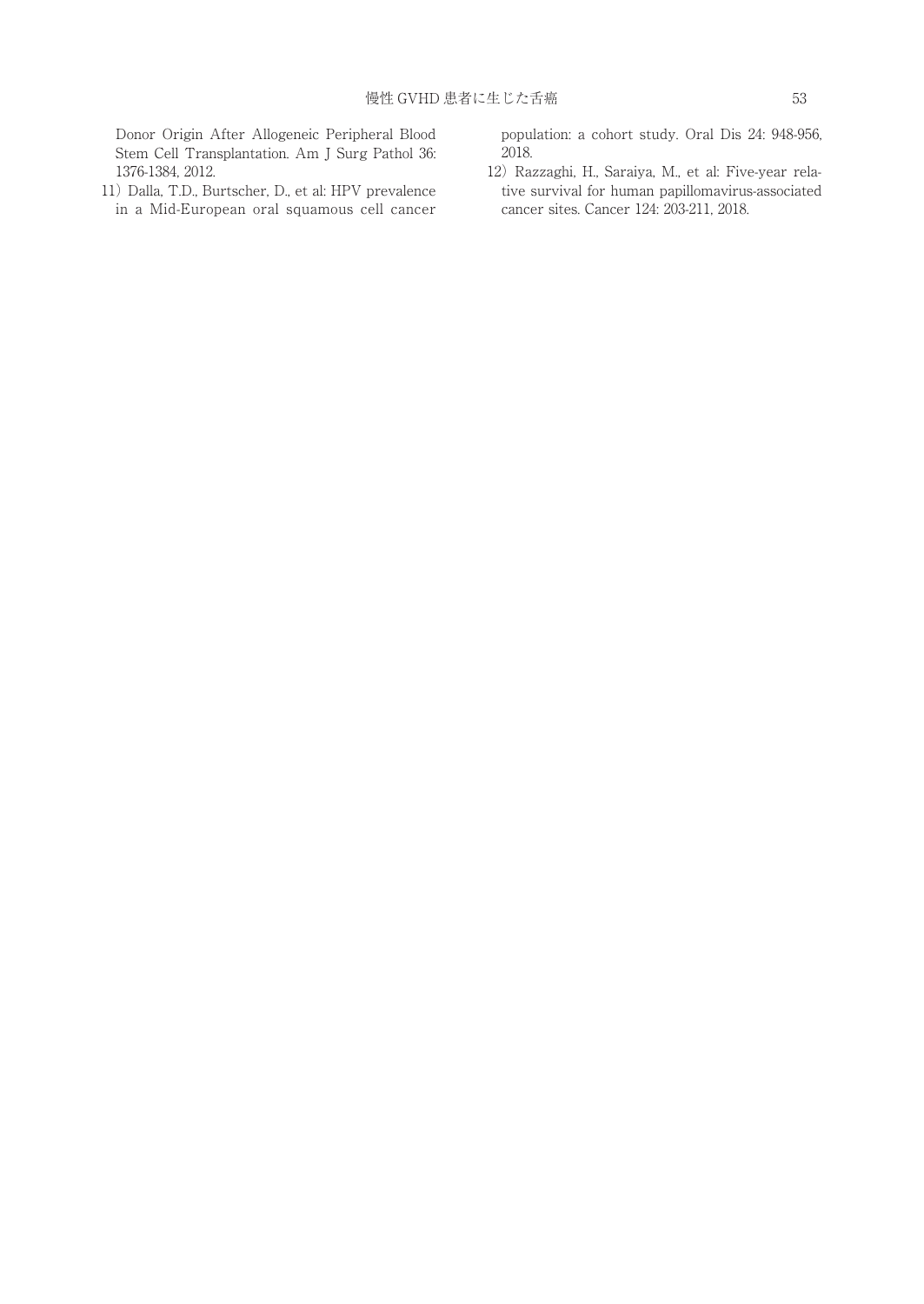Donor Origin After Allogeneic Peripheral Blood Stem Cell Transplantation. Am J Surg Pathol 36: 1376-1384, 2012.

11) Dalla, T.D., Burtscher, D., et al: HPV prevalence in a Mid-European oral squamous cell cancer population: a cohort study. Oral Dis 24: 948-956, 2018.

12) Razzaghi, H., Saraiya, M., et al: Five-year relative survival for human papillomavirus-associated cancer sites. Cancer 124: 203-211, 2018.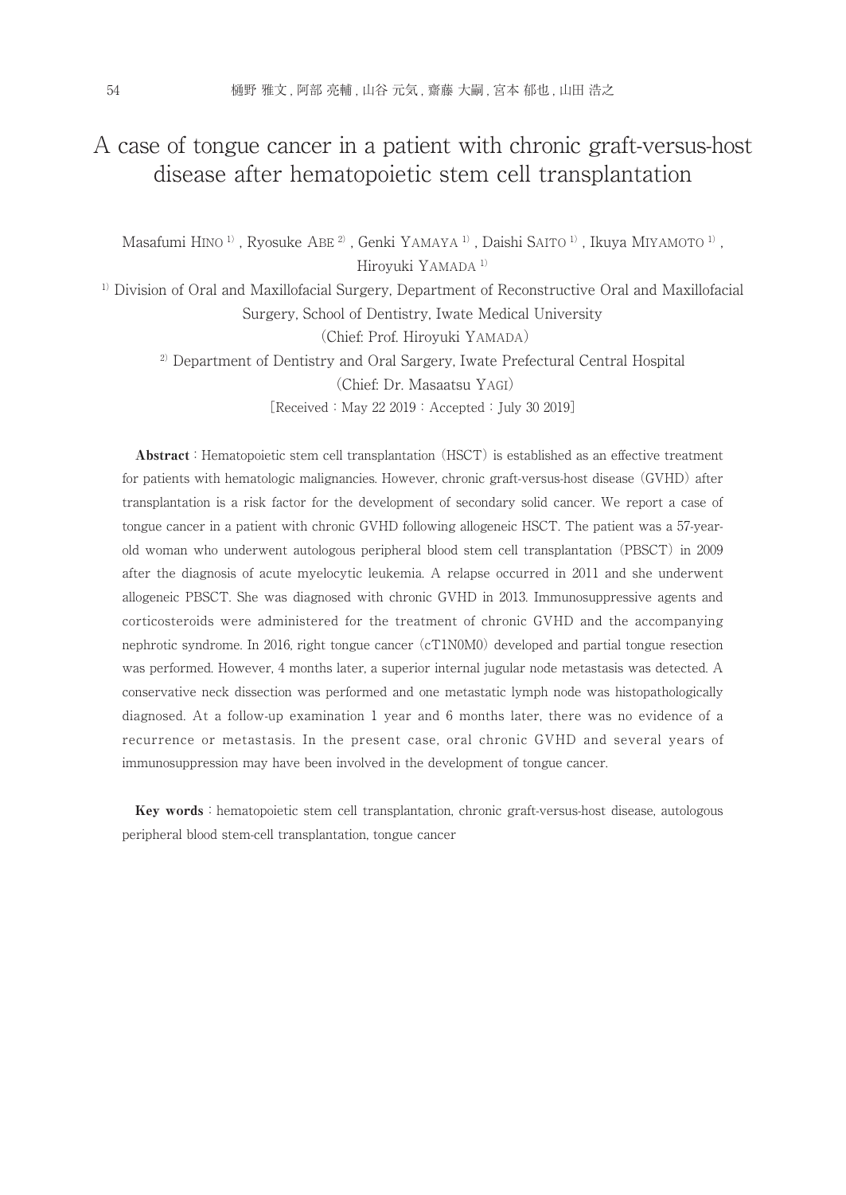# A case of tongue cancer in a patient with chronic graft-versus-host disease after hematopoietic stem cell transplantation

Masafumi HINO [1], Ryosuke ABE [2], Genki YAMAYA [1], Daishi SAITO [1], Ikuya MIYAMOTO [1], Hiroyuki YAMADA [1]

[1] Division of Oral and Maxillofacial Surgery, Department of Reconstructive Oral and Maxillofacial Surgery, School of Dentistry, Iwate Medical University
(Chief: Prof. Hiroyuki YAMADA)

[2] Department of Dentistry and Oral Sargery, Iwate Prefectural Central Hospital
(Chief: Dr. Masaatsu YAGI)

[Received：May 22 2019：Accepted：July 30 2019]

**Abstract**：Hematopoietic stem cell transplantation (HSCT) is established as an effective treatment for patients with hematologic malignancies. However, chronic graft-versus-host disease (GVHD) after transplantation is a risk factor for the development of secondary solid cancer. We report a case of tongue cancer in a patient with chronic GVHD following allogeneic HSCT. The patient was a 57-year-old woman who underwent autologous peripheral blood stem cell transplantation (PBSCT) in 2009 after the diagnosis of acute myelocytic leukemia. A relapse occurred in 2011 and she underwent allogeneic PBSCT. She was diagnosed with chronic GVHD in 2013. Immunosuppressive agents and corticosteroids were administered for the treatment of chronic GVHD and the accompanying nephrotic syndrome. In 2016, right tongue cancer (cT1N0M0) developed and partial tongue resection was performed. However, 4 months later, a superior internal jugular node metastasis was detected. A conservative neck dissection was performed and one metastatic lymph node was histopathologically diagnosed. At a follow-up examination 1 year and 6 months later, there was no evidence of a recurrence or metastasis. In the present case, oral chronic GVHD and several years of immunosuppression may have been involved in the development of tongue cancer.

**Key words**：hematopoietic stem cell transplantation, chronic graft-versus-host disease, autologous peripheral blood stem-cell transplantation, tongue cancer